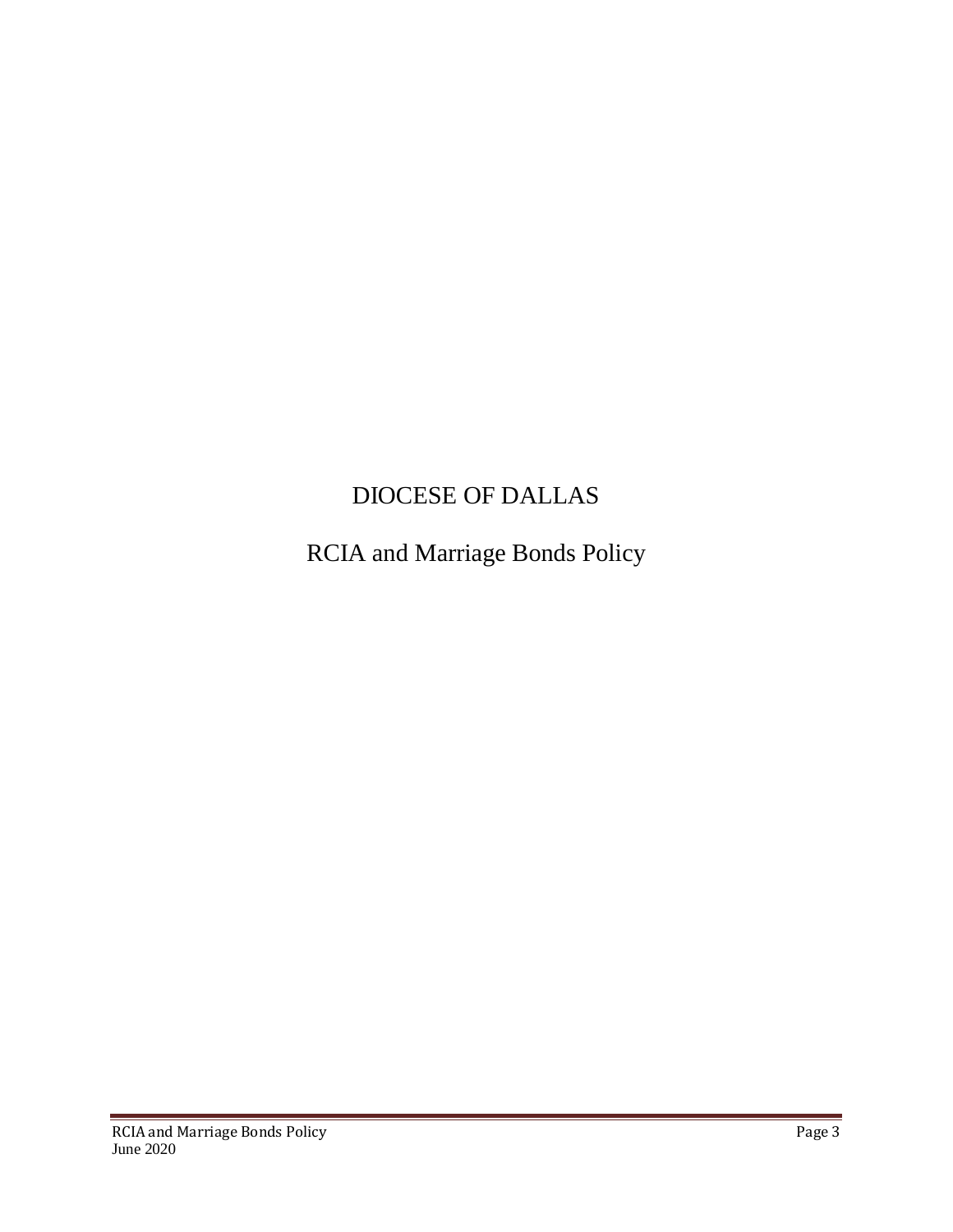# DIOCESE OF DALLAS

## RCIA and Marriage Bonds Policy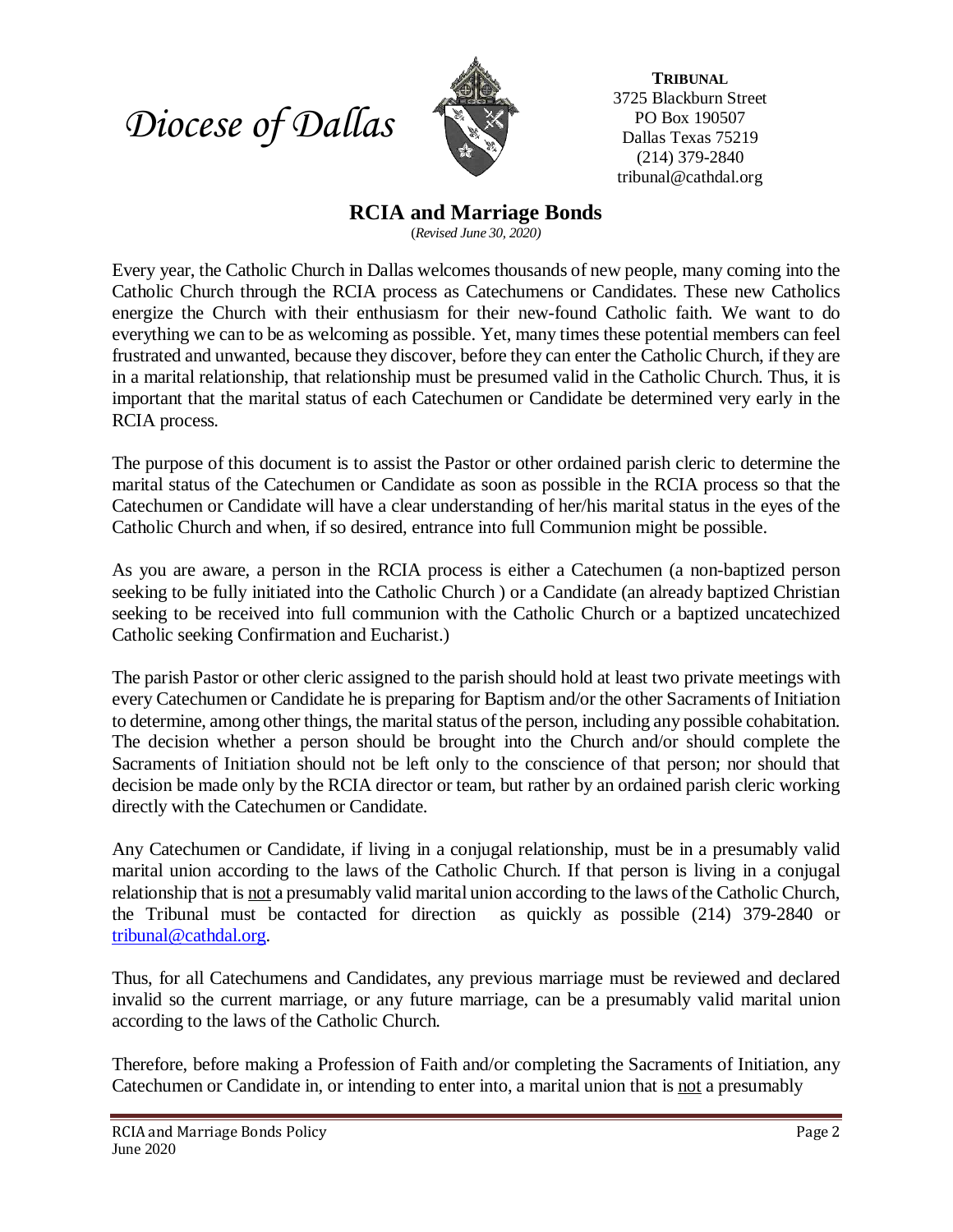*Diocese of Dallas*

**TRIBUNAL**
3725 Blackburn Street
PO Box 190507
Dallas Texas 75219
(214) 379-2840
tribunal@cathdal.org

# RCIA and Marriage Bonds

(*Revised June 30, 2020*)

Every year, the Catholic Church in Dallas welcomes thousands of new people, many coming into the Catholic Church through the RCIA process as Catechumens or Candidates. These new Catholics energize the Church with their enthusiasm for their new-found Catholic faith. We want to do everything we can to be as welcoming as possible. Yet, many times these potential members can feel frustrated and unwanted, because they discover, before they can enter the Catholic Church, if they are in a marital relationship, that relationship must be presumed valid in the Catholic Church. Thus, it is important that the marital status of each Catechumen or Candidate be determined very early in the RCIA process.

The purpose of this document is to assist the Pastor or other ordained parish cleric to determine the marital status of the Catechumen or Candidate as soon as possible in the RCIA process so that the Catechumen or Candidate will have a clear understanding of her/his marital status in the eyes of the Catholic Church and when, if so desired, entrance into full Communion might be possible.

As you are aware, a person in the RCIA process is either a Catechumen (a non-baptized person seeking to be fully initiated into the Catholic Church ) or a Candidate (an already baptized Christian seeking to be received into full communion with the Catholic Church or a baptized uncatechized Catholic seeking Confirmation and Eucharist.)

The parish Pastor or other cleric assigned to the parish should hold at least two private meetings with every Catechumen or Candidate he is preparing for Baptism and/or the other Sacraments of Initiation to determine, among other things, the marital status of the person, including any possible cohabitation. The decision whether a person should be brought into the Church and/or should complete the Sacraments of Initiation should not be left only to the conscience of that person; nor should that decision be made only by the RCIA director or team, but rather by an ordained parish cleric working directly with the Catechumen or Candidate.

Any Catechumen or Candidate, if living in a conjugal relationship, must be in a presumably valid marital union according to the laws of the Catholic Church. If that person is living in a conjugal relationship that is <u>not</u> a presumably valid marital union according to the laws of the Catholic Church, the Tribunal must be contacted for direction as quickly as possible (214) 379-2840 or tribunal@cathdal.org.

Thus, for all Catechumens and Candidates, any previous marriage must be reviewed and declared invalid so the current marriage, or any future marriage, can be a presumably valid marital union according to the laws of the Catholic Church.

Therefore, before making a Profession of Faith and/or completing the Sacraments of Initiation, any Catechumen or Candidate in, or intending to enter into, a marital union that is <u>not</u> a presumably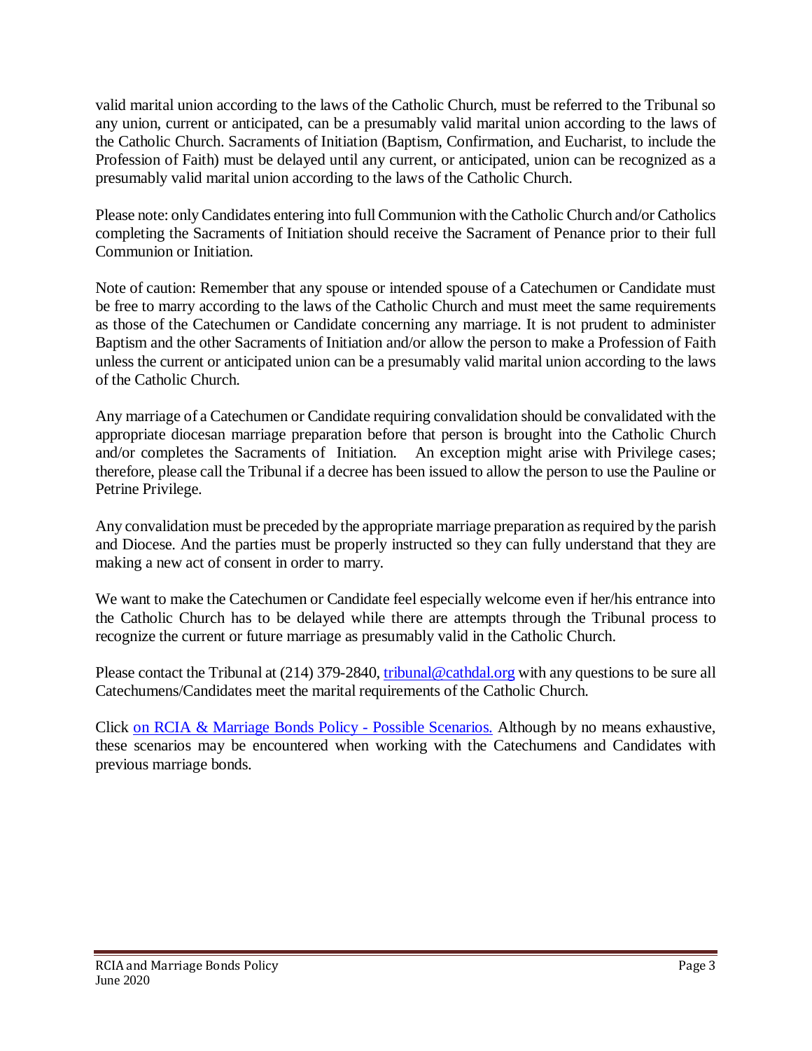valid marital union according to the laws of the Catholic Church, must be referred to the Tribunal so any union, current or anticipated, can be a presumably valid marital union according to the laws of the Catholic Church. Sacraments of Initiation (Baptism, Confirmation, and Eucharist, to include the Profession of Faith) must be delayed until any current, or anticipated, union can be recognized as a presumably valid marital union according to the laws of the Catholic Church.

Please note: only Candidates entering into full Communion with the Catholic Church and/or Catholics completing the Sacraments of Initiation should receive the Sacrament of Penance prior to their full Communion or Initiation.

Note of caution: Remember that any spouse or intended spouse of a Catechumen or Candidate must be free to marry according to the laws of the Catholic Church and must meet the same requirements as those of the Catechumen or Candidate concerning any marriage. It is not prudent to administer Baptism and the other Sacraments of Initiation and/or allow the person to make a Profession of Faith unless the current or anticipated union can be a presumably valid marital union according to the laws of the Catholic Church.

Any marriage of a Catechumen or Candidate requiring convalidation should be convalidated with the appropriate diocesan marriage preparation before that person is brought into the Catholic Church and/or completes the Sacraments of Initiation. An exception might arise with Privilege cases; therefore, please call the Tribunal if a decree has been issued to allow the person to use the Pauline or Petrine Privilege.

Any convalidation must be preceded by the appropriate marriage preparation as required by the parish and Diocese. And the parties must be properly instructed so they can fully understand that they are making a new act of consent in order to marry.

We want to make the Catechumen or Candidate feel especially welcome even if her/his entrance into the Catholic Church has to be delayed while there are attempts through the Tribunal process to recognize the current or future marriage as presumably valid in the Catholic Church.

Please contact the Tribunal at (214) 379-2840, tribunal@cathdal.org with any questions to be sure all Catechumens/Candidates meet the marital requirements of the Catholic Church.

Click on RCIA & Marriage Bonds Policy - Possible Scenarios. Although by no means exhaustive, these scenarios may be encountered when working with the Catechumens and Candidates with previous marriage bonds.